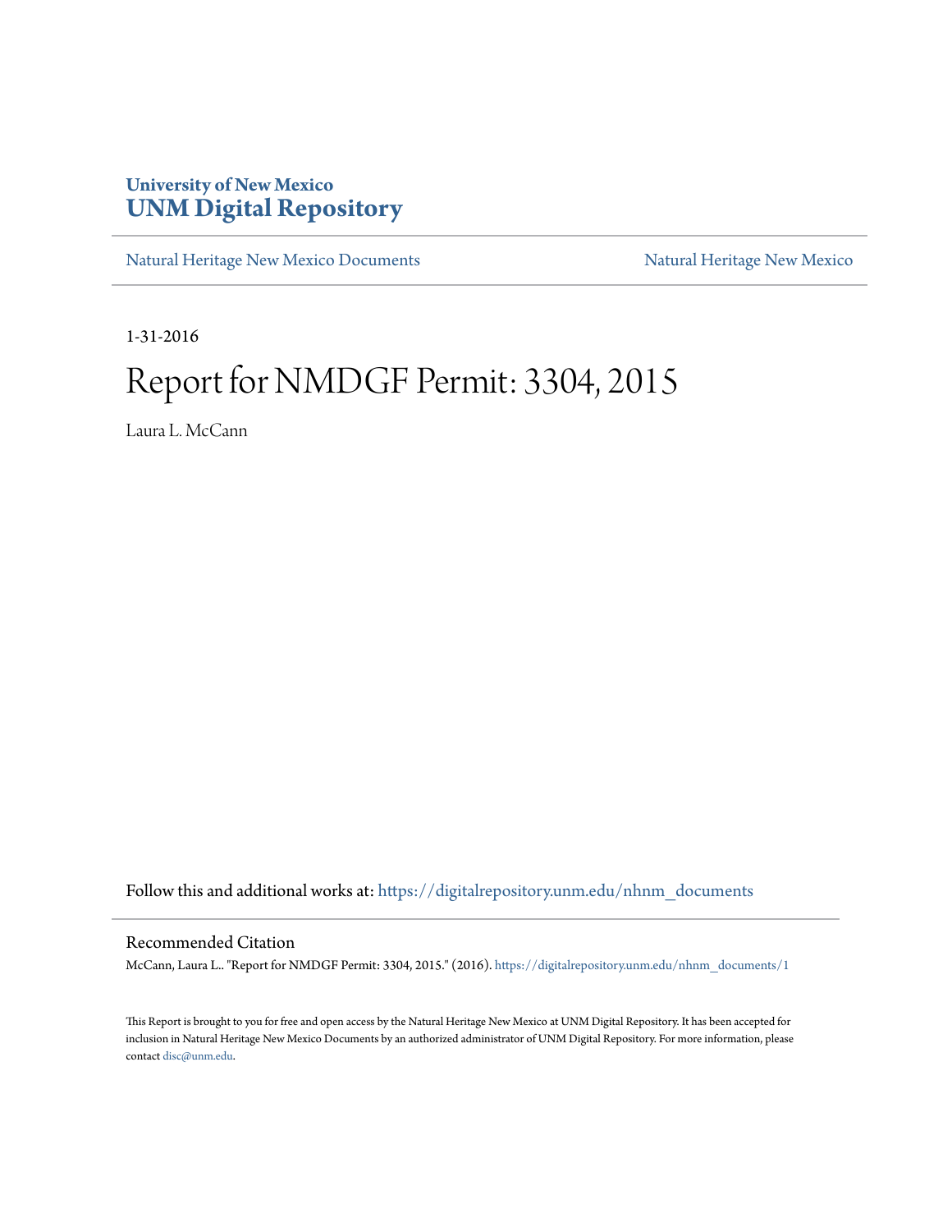University of New Mexico
**UNM Digital Repository**

Natural Heritage New Mexico Documents | Natural Heritage New Mexico

1-31-2016

# Report for NMDGF Permit: 3304, 2015

Laura L. McCann

Follow this and additional works at: https://digitalrepository.unm.edu/nhnm_documents

## Recommended Citation

McCann, Laura L.. "Report for NMDGF Permit: 3304, 2015." (2016). https://digitalrepository.unm.edu/nhnm_documents/1

This Report is brought to you for free and open access by the Natural Heritage New Mexico at UNM Digital Repository. It has been accepted for inclusion in Natural Heritage New Mexico Documents by an authorized administrator of UNM Digital Repository. For more information, please contact disc@unm.edu.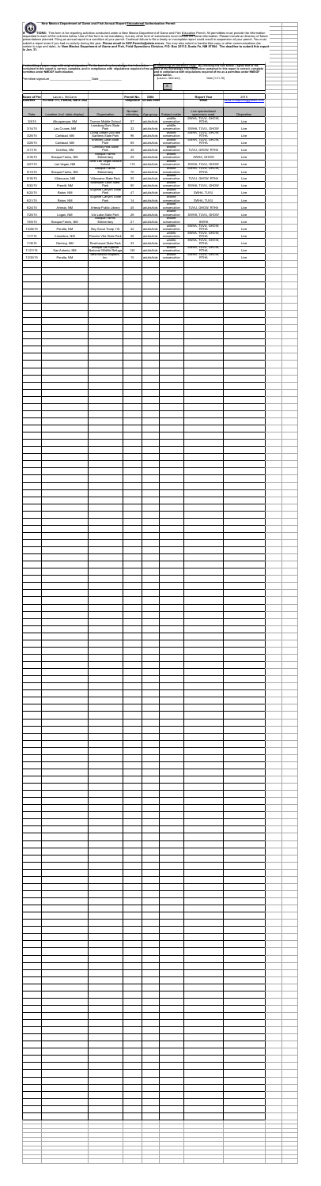# New Mexico Department of Game and Fish Annual Report **Educational Authorization Permit**

**NOTE:** This form is for reporting activities conducted under a New Mexico Department of Game and Fish Education Permit. All permittees must provide the information requested in each of the columns below. Use of this form is not mandatory, but any other form of submission must include the same information. Please include an itinerary of future presentations planned. Filing an annual report is a condition of your permit. Continued failure to file a timely or incomplete report could result in suspension of your permit. You must submit a report even if you had no activity during the year. **Please email to DGF.Permits@state.nm.us.** You may also submit a handwritten copy, or other communications (be certain to sign and date), to: **New Mexico Department of Game and Fish, Field Operations Division, P.O. Box 25112, Santa Fe, NM 87504. The deadline to submit this report is Jan. 31.**

If submitting a paper copy with original signature: To the best of my knowledge, the information contained in this report is correct, complete, and in compliance with stipulations required of me as a permittee under NMDGF Authorization.

Permittee signature: ______________________ Date: ______________

If submitting an electronic copy: By checking the box below, I agree that to the best of my knowledge, the information contained in this report is correct, complete and in compliance with stipulations required of me as a permittee under NMDGF authorization.

☒ [Laura L. McCann] Date [1-31-16]

| Name of Permittee: | Laura L. McCann | | Permit No.: | 3384 | | Report Year | 2015 |
|---|---|---|---|---|---|---|---|
| Address: | PO Box 1111, Peralta, NM 87042 | | Telephone: | 505-869-0996 | | Email: | laura.mccann@gmail.com |

| Date | Location (incl. state display) | Organization | Number attending | Age group | Subject matter | Live species(list) specimens used | Disposition |
|---|---|---|---|---|---|---|---|
| 3/6/15 | Albuquerque, NM | Truman Middle School | | adults/kids | wildlife conservation | SWHA, TUVU, GHOW, RTHA | Live |
| 3/14/15 | Las Cruces, NM | Leasburg Dam State Park | 32 | adults/kids | wildlife conservation | SWHA, TUVU, GHOW | Live |
| 3/28/15 | Carlsbad, NM | Living Desert Zoo and Gardens State Park | 48 | adults/kids | wildlife conservation | SWHA, TUVU, GHOW, RTHA | Live |
| 3/28/15 | Carlsbad, NM | Brantley Lake State Park | 30 | adults/kids | wildlife conservation | SWHA, TUVU, GHOW, RTHA | Live |
| 4/11/15 | Cerrillos, NM | Cerrillos Hills State Park | 20 | adults/kids | wildlife conservation | TUVU, GHOW, RTHA | Live |
| 4/16/15 | Bosque Farms, NM | Bosque Farms Elementary | 28 | adults/kids | wildlife conservation | SWHA, GHOW | Live |
| 4/27/15 | Las Vegas, NM | West Las Vegas Middle School | 115 | adults/kids | wildlife conservation | SWHA, TUVU, GHOW | Live |
| 5/13/15 | Bosque Farms, NM | Bosque Farms Elementary | 70 | adults/kids | wildlife conservation | SWHA, TUVU, GHOW, RTHA | Live |
| 5/16/15 | Villanueva, NM | Villanueva State Park | 28 | adults/kids | wildlife conservation | TUVU, GHOW, RTHA | Live |
| 5/30/15 | Prewitt, NM | Bluewater Lake State Park | 60 | adults/kids | wildlife conservation | SWHA, TUVU, GHOW | Live |
| 6/20/15 | Roton, NM | Sugarite Canyon State Park | 47 | adults/kids | wildlife conservation | SWHA, TUVU | Live |
| 6/21/15 | Roton, NM | Sugarite Canyon State Park | 14 | adults/kids | wildlife conservation | SWHA, TUVU | Live |
| 6/24/15 | Artesia, NM | Artesia Public Library | 40 | adults/kids | wildlife conservation | TUVU, GHOW, RTHA | Live |
| 7/25/15 | Logan, NM | Ute Lake State Park | 26 | adults/kids | wildlife conservation | SWHA, TUVU, GHOW | Live |
| 10/9/15 | Bosque Farms, NM | Bosque Farms Elementary | 21 | adults/kids | wildlife conservation | SWHA | Live |
| 10/26/15 | Peralta, NM | Boy Scout Troop 716 | 42 | adults/kids | wildlife conservation | SWHA, TUVU, GHOW, RTHA | Live |
| 11/7/15 | Columbus, NM | Pancho Villa State Park | 26 | adults/kids | wildlife conservation | SWHA, TUVU, GHOW, RTHA | Live |
| 11/8/15 | Deming, NM | Rockhound State Park | 33 | adults/kids | wildlife conservation | SWHA, TUVU, GHOW, RTHA | Live |
| 11/21/15 | San Antonio, NM | Bosque Del Apache National Wildlife Refuge | 345 | adults/kids | wildlife conservation | SWHA, TUVU, GHOW, RTHA | Live |
| 12/30/15 | Peralta, NM | New Mexico Explorers, Inc. | 10 | adults/kids | wildlife conservation | SWHA, TUVU, GHOW, RTHA | Live |